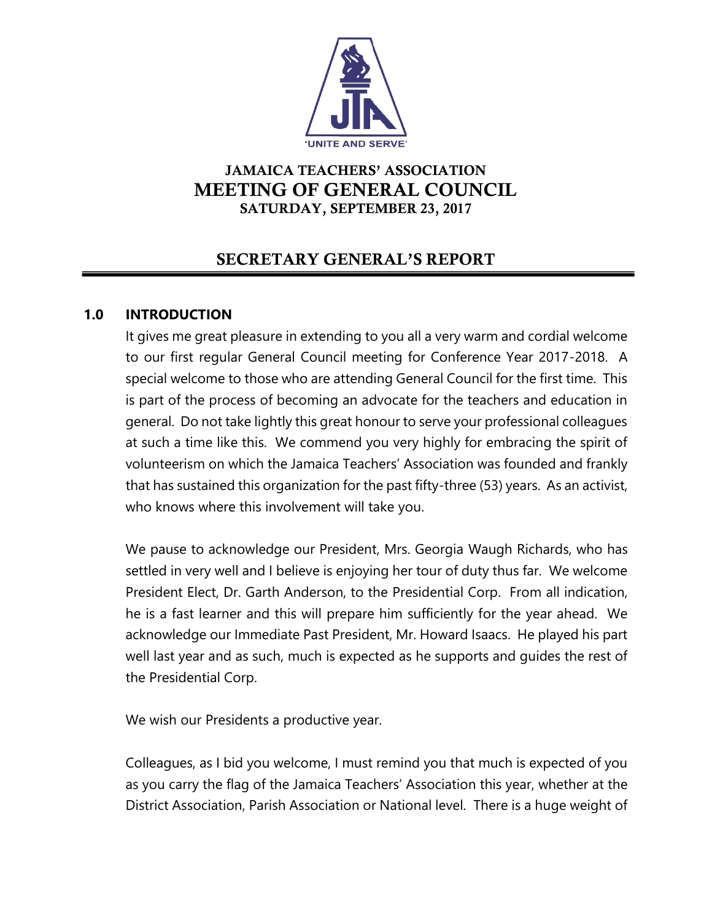JAMAICA TEACHERS' ASSOCIATION

# MEETING OF GENERAL COUNCIL

SATURDAY, SEPTEMBER 23, 2017

## SECRETARY GENERAL'S REPORT

### 1.0 INTRODUCTION

It gives me great pleasure in extending to you all a very warm and cordial welcome to our first regular General Council meeting for Conference Year 2017-2018. A special welcome to those who are attending General Council for the first time. This is part of the process of becoming an advocate for the teachers and education in general. Do not take lightly this great honour to serve your professional colleagues at such a time like this. We commend you very highly for embracing the spirit of volunteerism on which the Jamaica Teachers' Association was founded and frankly that has sustained this organization for the past fifty-three (53) years. As an activist, who knows where this involvement will take you.

We pause to acknowledge our President, Mrs. Georgia Waugh Richards, who has settled in very well and I believe is enjoying her tour of duty thus far. We welcome President Elect, Dr. Garth Anderson, to the Presidential Corp. From all indication, he is a fast learner and this will prepare him sufficiently for the year ahead. We acknowledge our Immediate Past President, Mr. Howard Isaacs. He played his part well last year and as such, much is expected as he supports and guides the rest of the Presidential Corp.

We wish our Presidents a productive year.

Colleagues, as I bid you welcome, I must remind you that much is expected of you as you carry the flag of the Jamaica Teachers' Association this year, whether at the District Association, Parish Association or National level. There is a huge weight of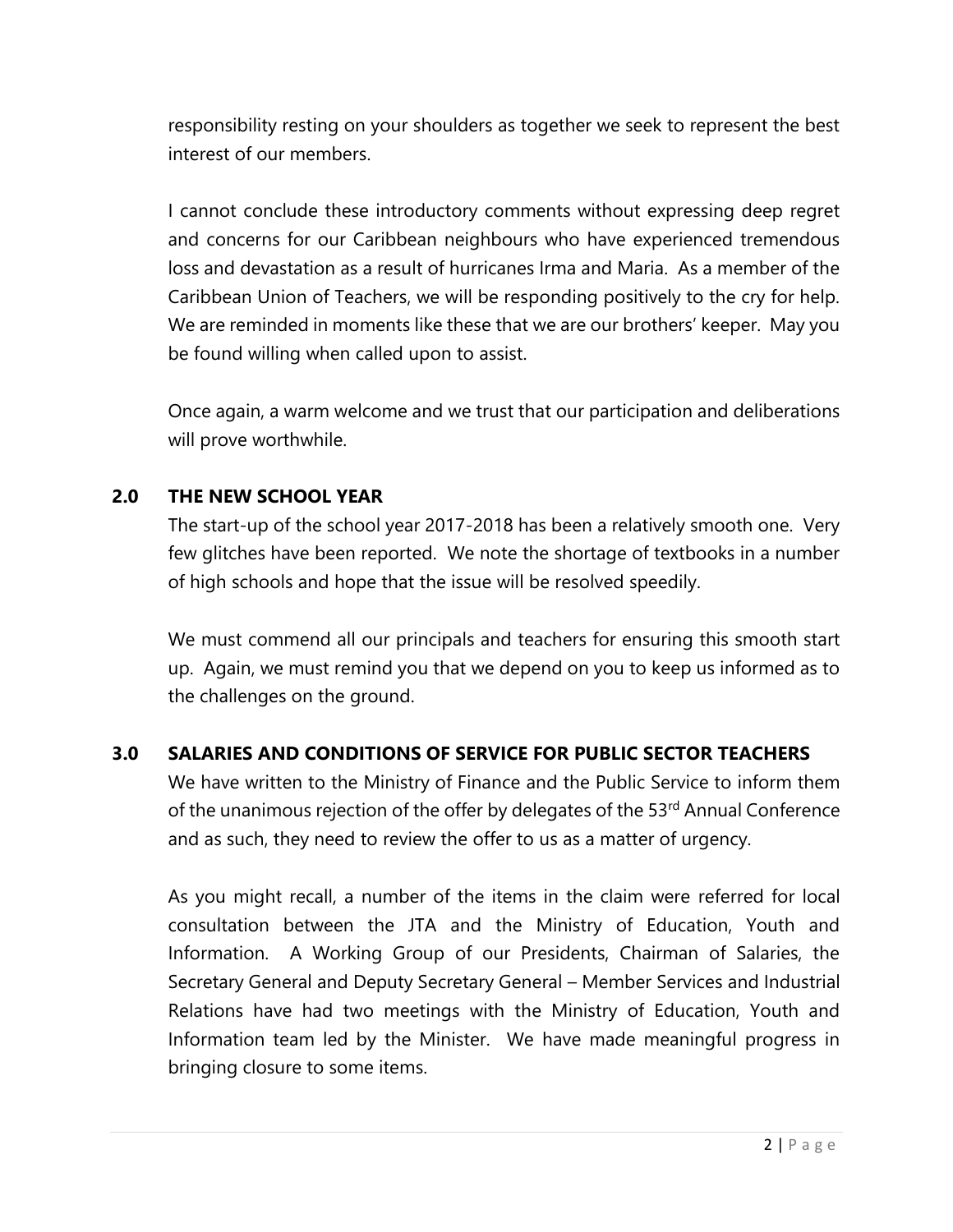responsibility resting on your shoulders as together we seek to represent the best interest of our members.

I cannot conclude these introductory comments without expressing deep regret and concerns for our Caribbean neighbours who have experienced tremendous loss and devastation as a result of hurricanes Irma and Maria. As a member of the Caribbean Union of Teachers, we will be responding positively to the cry for help. We are reminded in moments like these that we are our brothers' keeper. May you be found willing when called upon to assist.

Once again, a warm welcome and we trust that our participation and deliberations will prove worthwhile.

## 2.0 THE NEW SCHOOL YEAR

The start-up of the school year 2017-2018 has been a relatively smooth one. Very few glitches have been reported. We note the shortage of textbooks in a number of high schools and hope that the issue will be resolved speedily.

We must commend all our principals and teachers for ensuring this smooth start up. Again, we must remind you that we depend on you to keep us informed as to the challenges on the ground.

## 3.0 SALARIES AND CONDITIONS OF SERVICE FOR PUBLIC SECTOR TEACHERS

We have written to the Ministry of Finance and the Public Service to inform them of the unanimous rejection of the offer by delegates of the 53rd Annual Conference and as such, they need to review the offer to us as a matter of urgency.

As you might recall, a number of the items in the claim were referred for local consultation between the JTA and the Ministry of Education, Youth and Information. A Working Group of our Presidents, Chairman of Salaries, the Secretary General and Deputy Secretary General – Member Services and Industrial Relations have had two meetings with the Ministry of Education, Youth and Information team led by the Minister. We have made meaningful progress in bringing closure to some items.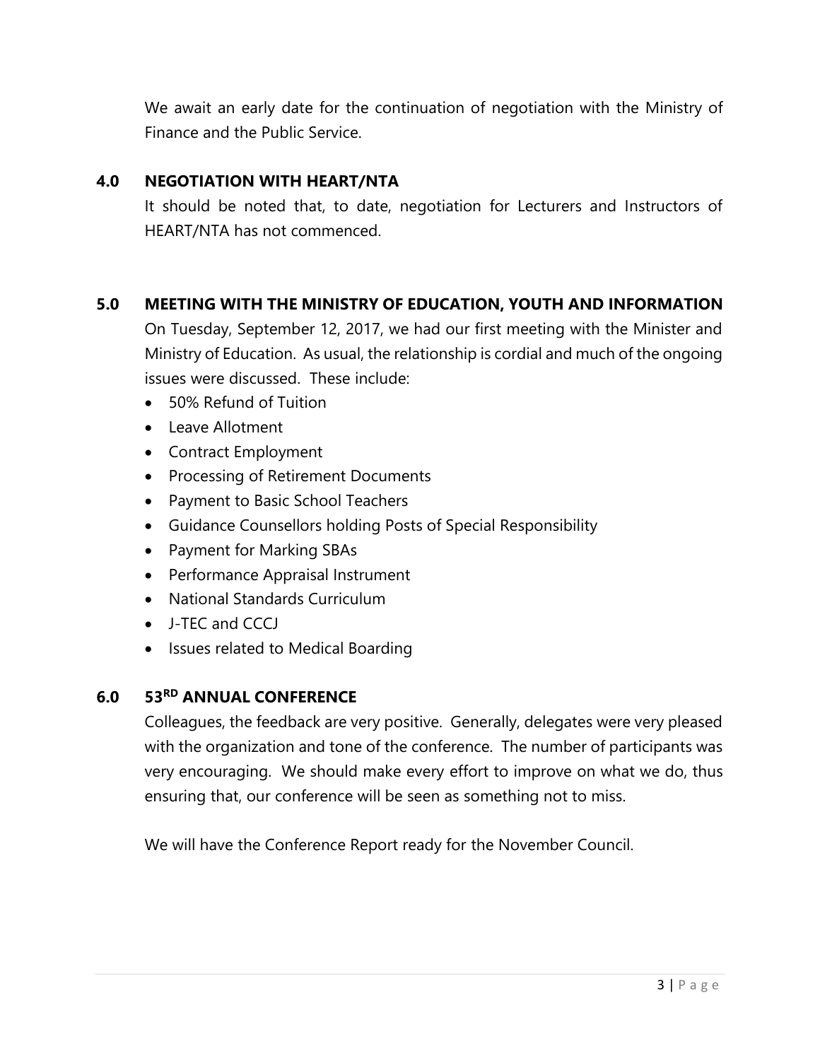We await an early date for the continuation of negotiation with the Ministry of Finance and the Public Service.

## 4.0 NEGOTIATION WITH HEART/NTA

It should be noted that, to date, negotiation for Lecturers and Instructors of HEART/NTA has not commenced.

## 5.0 MEETING WITH THE MINISTRY OF EDUCATION, YOUTH AND INFORMATION

On Tuesday, September 12, 2017, we had our first meeting with the Minister and Ministry of Education. As usual, the relationship is cordial and much of the ongoing issues were discussed. These include:

- 50% Refund of Tuition
- Leave Allotment
- Contract Employment
- Processing of Retirement Documents
- Payment to Basic School Teachers
- Guidance Counsellors holding Posts of Special Responsibility
- Payment for Marking SBAs
- Performance Appraisal Instrument
- National Standards Curriculum
- J-TEC and CCCJ
- Issues related to Medical Boarding

## 6.0 53RD ANNUAL CONFERENCE

Colleagues, the feedback are very positive. Generally, delegates were very pleased with the organization and tone of the conference. The number of participants was very encouraging. We should make every effort to improve on what we do, thus ensuring that, our conference will be seen as something not to miss.

We will have the Conference Report ready for the November Council.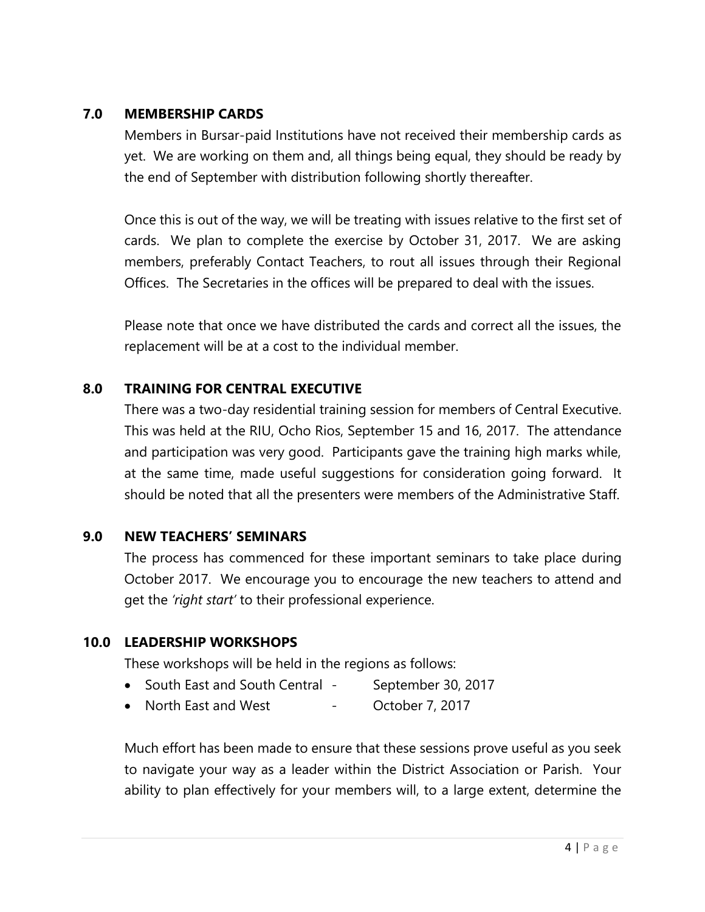## 7.0 MEMBERSHIP CARDS

Members in Bursar-paid Institutions have not received their membership cards as yet. We are working on them and, all things being equal, they should be ready by the end of September with distribution following shortly thereafter.

Once this is out of the way, we will be treating with issues relative to the first set of cards. We plan to complete the exercise by October 31, 2017. We are asking members, preferably Contact Teachers, to rout all issues through their Regional Offices. The Secretaries in the offices will be prepared to deal with the issues.

Please note that once we have distributed the cards and correct all the issues, the replacement will be at a cost to the individual member.

## 8.0 TRAINING FOR CENTRAL EXECUTIVE

There was a two-day residential training session for members of Central Executive. This was held at the RIU, Ocho Rios, September 15 and 16, 2017. The attendance and participation was very good. Participants gave the training high marks while, at the same time, made useful suggestions for consideration going forward. It should be noted that all the presenters were members of the Administrative Staff.

## 9.0 NEW TEACHERS' SEMINARS

The process has commenced for these important seminars to take place during October 2017. We encourage you to encourage the new teachers to attend and get the *'right start'* to their professional experience.

## 10.0 LEADERSHIP WORKSHOPS

These workshops will be held in the regions as follows:

- South East and South Central - September 30, 2017
- North East and West - October 7, 2017

Much effort has been made to ensure that these sessions prove useful as you seek to navigate your way as a leader within the District Association or Parish. Your ability to plan effectively for your members will, to a large extent, determine the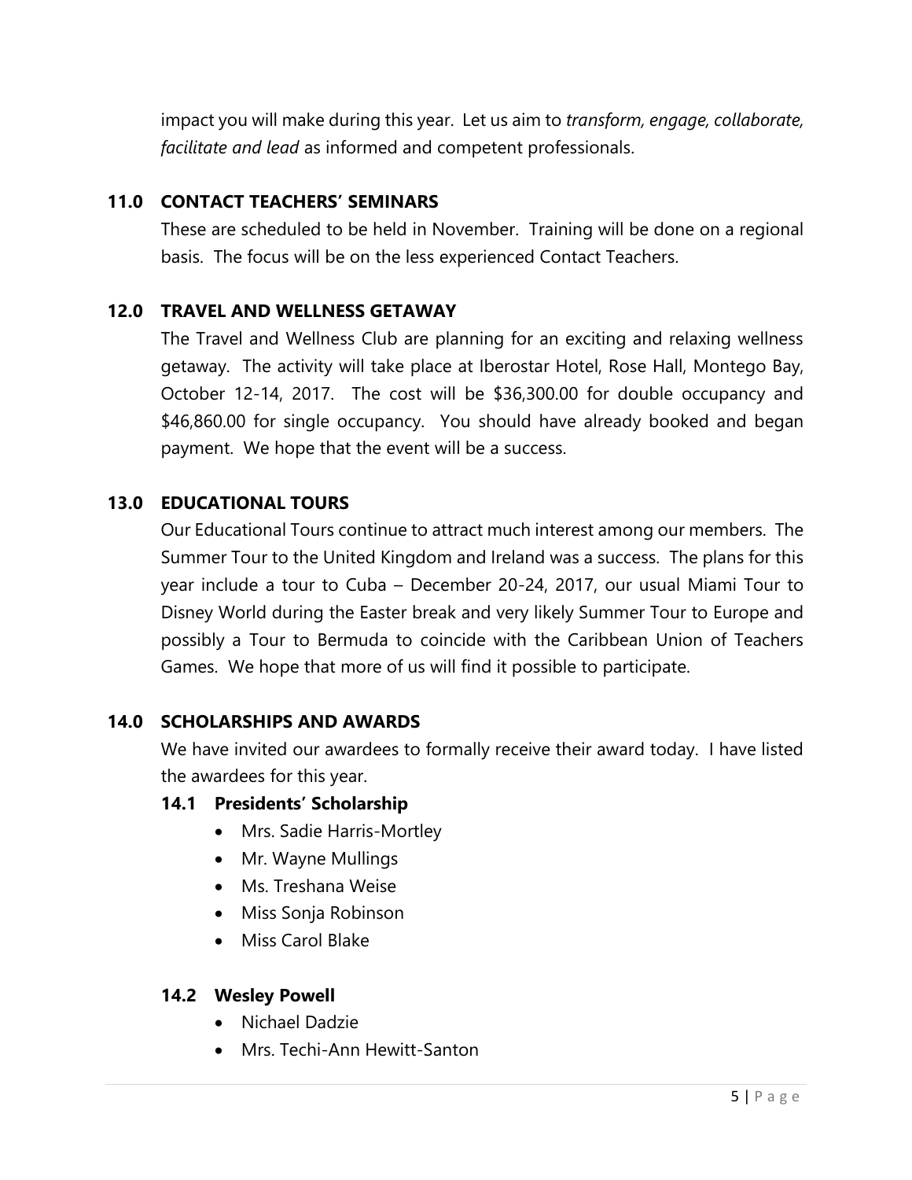impact you will make during this year. Let us aim to *transform, engage, collaborate, facilitate and lead* as informed and competent professionals.

## 11.0 CONTACT TEACHERS' SEMINARS

These are scheduled to be held in November. Training will be done on a regional basis. The focus will be on the less experienced Contact Teachers.

## 12.0 TRAVEL AND WELLNESS GETAWAY

The Travel and Wellness Club are planning for an exciting and relaxing wellness getaway. The activity will take place at Iberostar Hotel, Rose Hall, Montego Bay, October 12-14, 2017. The cost will be $36,300.00 for double occupancy and $46,860.00 for single occupancy. You should have already booked and began payment. We hope that the event will be a success.

## 13.0 EDUCATIONAL TOURS

Our Educational Tours continue to attract much interest among our members. The Summer Tour to the United Kingdom and Ireland was a success. The plans for this year include a tour to Cuba – December 20-24, 2017, our usual Miami Tour to Disney World during the Easter break and very likely Summer Tour to Europe and possibly a Tour to Bermuda to coincide with the Caribbean Union of Teachers Games. We hope that more of us will find it possible to participate.

## 14.0 SCHOLARSHIPS AND AWARDS

We have invited our awardees to formally receive their award today. I have listed the awardees for this year.

### 14.1 Presidents' Scholarship

- Mrs. Sadie Harris-Mortley
- Mr. Wayne Mullings
- Ms. Treshana Weise
- Miss Sonja Robinson
- Miss Carol Blake

### 14.2 Wesley Powell

- Nichael Dadzie
- Mrs. Techi-Ann Hewitt-Santon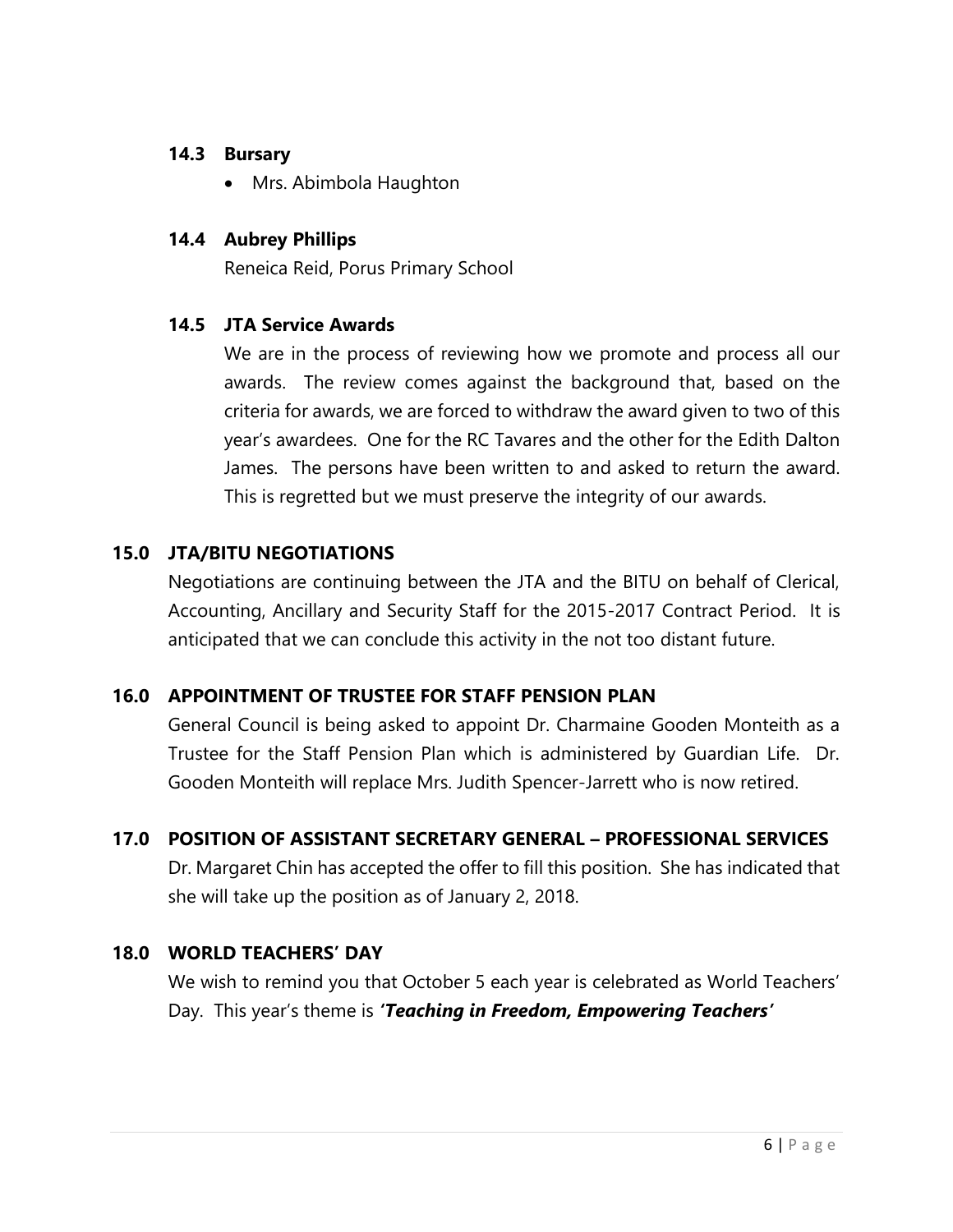### 14.3 Bursary

- Mrs. Abimbola Haughton

### 14.4 Aubrey Phillips

Reneica Reid, Porus Primary School

### 14.5 JTA Service Awards

We are in the process of reviewing how we promote and process all our awards. The review comes against the background that, based on the criteria for awards, we are forced to withdraw the award given to two of this year's awardees. One for the RC Tavares and the other for the Edith Dalton James. The persons have been written to and asked to return the award. This is regretted but we must preserve the integrity of our awards.

## 15.0 JTA/BITU NEGOTIATIONS

Negotiations are continuing between the JTA and the BITU on behalf of Clerical, Accounting, Ancillary and Security Staff for the 2015-2017 Contract Period. It is anticipated that we can conclude this activity in the not too distant future.

## 16.0 APPOINTMENT OF TRUSTEE FOR STAFF PENSION PLAN

General Council is being asked to appoint Dr. Charmaine Gooden Monteith as a Trustee for the Staff Pension Plan which is administered by Guardian Life. Dr. Gooden Monteith will replace Mrs. Judith Spencer-Jarrett who is now retired.

## 17.0 POSITION OF ASSISTANT SECRETARY GENERAL – PROFESSIONAL SERVICES

Dr. Margaret Chin has accepted the offer to fill this position. She has indicated that she will take up the position as of January 2, 2018.

## 18.0 WORLD TEACHERS' DAY

We wish to remind you that October 5 each year is celebrated as World Teachers' Day. This year's theme is ***'Teaching in Freedom, Empowering Teachers'***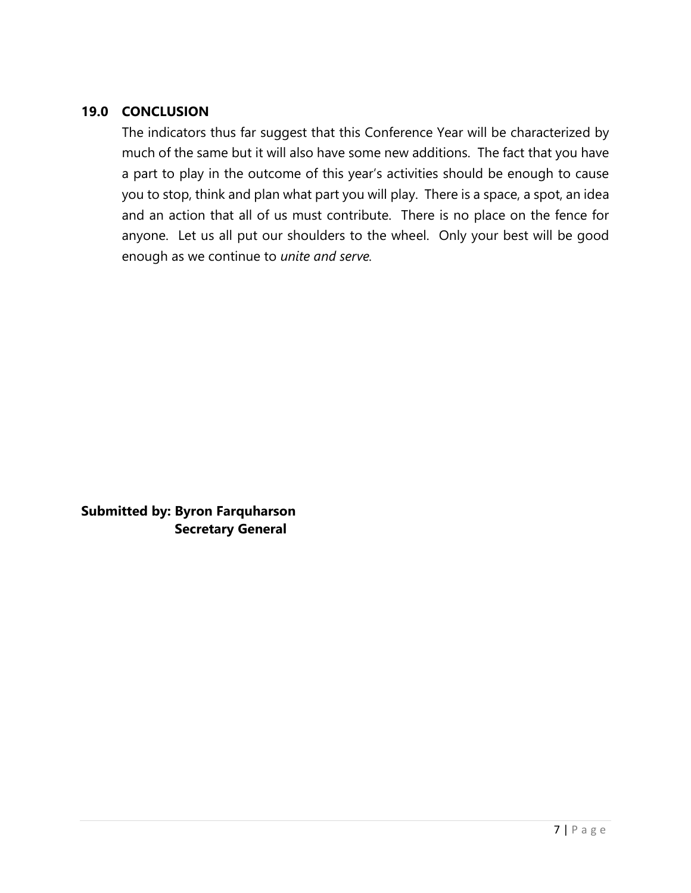## 19.0 CONCLUSION

The indicators thus far suggest that this Conference Year will be characterized by much of the same but it will also have some new additions. The fact that you have a part to play in the outcome of this year's activities should be enough to cause you to stop, think and plan what part you will play. There is a space, a spot, an idea and an action that all of us must contribute. There is no place on the fence for anyone. Let us all put our shoulders to the wheel. Only your best will be good enough as we continue to *unite and serve*.

**Submitted by: Byron Farquharson**
**Secretary General**